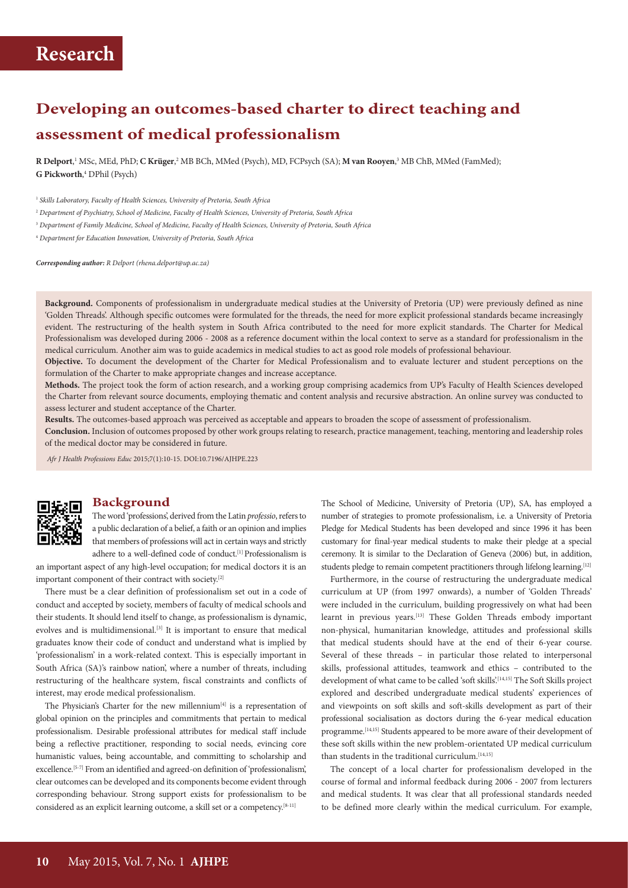# Research

## Developing an outcomes-based charter to direct teaching and assessment of medical professionalism

**R Delport**,[1] MSc, MEd, PhD; **C Krüger**,[2] MB BCh, MMed (Psych), MD, FCPsych (SA); **M van Rooyen**,[3] MB ChB, MMed (FamMed); **G Pickworth**,[4] DPhil (Psych)

[1] *Skills Laboratory, Faculty of Health Sciences, University of Pretoria, South Africa*

[2] *Department of Psychiatry, School of Medicine, Faculty of Health Sciences, University of Pretoria, South Africa*

[3] *Department of Family Medicine, School of Medicine, Faculty of Health Sciences, University of Pretoria, South Africa*

[4] *Department for Education Innovation, University of Pretoria, South Africa*

***Corresponding author:** R Delport (rhena.delport@up.ac.za)*

**Background.** Components of professionalism in undergraduate medical studies at the University of Pretoria (UP) were previously defined as nine 'Golden Threads'. Although specific outcomes were formulated for the threads, the need for more explicit professional standards became increasingly evident. The restructuring of the health system in South Africa contributed to the need for more explicit standards. The Charter for Medical Professionalism was developed during 2006 - 2008 as a reference document within the local context to serve as a standard for professionalism in the medical curriculum. Another aim was to guide academics in medical studies to act as good role models of professional behaviour.

**Objective.** To document the development of the Charter for Medical Professionalism and to evaluate lecturer and student perceptions on the formulation of the Charter to make appropriate changes and increase acceptance.

**Methods.** The project took the form of action research, and a working group comprising academics from UP's Faculty of Health Sciences developed the Charter from relevant source documents, employing thematic and content analysis and recursive abstraction. An online survey was conducted to assess lecturer and student acceptance of the Charter.

**Results.** The outcomes-based approach was perceived as acceptable and appears to broaden the scope of assessment of professionalism.

**Conclusion.** Inclusion of outcomes proposed by other work groups relating to research, practice management, teaching, mentoring and leadership roles of the medical doctor may be considered in future.

*Afr J Health Professions Educ* 2015;7(1):10-15. DOI:10.7196/AJHPE.223

## Background

The word 'professions', derived from the Latin *professio*, refers to a public declaration of a belief, a faith or an opinion and implies that members of professions will act in certain ways and strictly adhere to a well-defined code of conduct.[1] Professionalism is an important aspect of any high-level occupation; for medical doctors it is an important component of their contract with society.[2]

There must be a clear definition of professionalism set out in a code of conduct and accepted by society, members of faculty of medical schools and their students. It should lend itself to change, as professionalism is dynamic, evolves and is multidimensional.[3] It is important to ensure that medical graduates know their code of conduct and understand what is implied by 'professionalism' in a work-related context. This is especially important in South Africa (SA)'s rainbow nation', where a number of threats, including restructuring of the healthcare system, fiscal constraints and conflicts of interest, may erode medical professionalism.

The Physician's Charter for the new millennium[4] is a representation of global opinion on the principles and commitments that pertain to medical professionalism. Desirable professional attributes for medical staff include being a reflective practitioner, responding to social needs, evincing core humanistic values, being accountable, and committing to scholarship and excellence.[5-7] From an identified and agreed-on definition of 'professionalism', clear outcomes can be developed and its components become evident through corresponding behaviour. Strong support exists for professionalism to be considered as an explicit learning outcome, a skill set or a competency.[8-11]

The School of Medicine, University of Pretoria (UP), SA, has employed a number of strategies to promote professionalism, i.e. a University of Pretoria Pledge for Medical Students has been developed and since 1996 it has been customary for final-year medical students to make their pledge at a special ceremony. It is similar to the Declaration of Geneva (2006) but, in addition, students pledge to remain competent practitioners through lifelong learning.[12]

Furthermore, in the course of restructuring the undergraduate medical curriculum at UP (from 1997 onwards), a number of 'Golden Threads' were included in the curriculum, building progressively on what had been learnt in previous years.[13] These Golden Threads embody important non-physical, humanitarian knowledge, attitudes and professional skills that medical students should have at the end of their 6-year course. Several of these threads – in particular those related to interpersonal skills, professional attitudes, teamwork and ethics – contributed to the development of what came to be called 'soft skills'.[14,15] The Soft Skills project explored and described undergraduate medical students' experiences of and viewpoints on soft skills and soft-skills development as part of their professional socialisation as doctors during the 6-year medical education programme.[14,15] Students appeared to be more aware of their development of these soft skills within the new problem-orientated UP medical curriculum than students in the traditional curriculum.[14,15]

The concept of a local charter for professionalism developed in the course of formal and informal feedback during 2006 - 2007 from lecturers and medical students. It was clear that all professional standards needed to be defined more clearly within the medical curriculum. For example,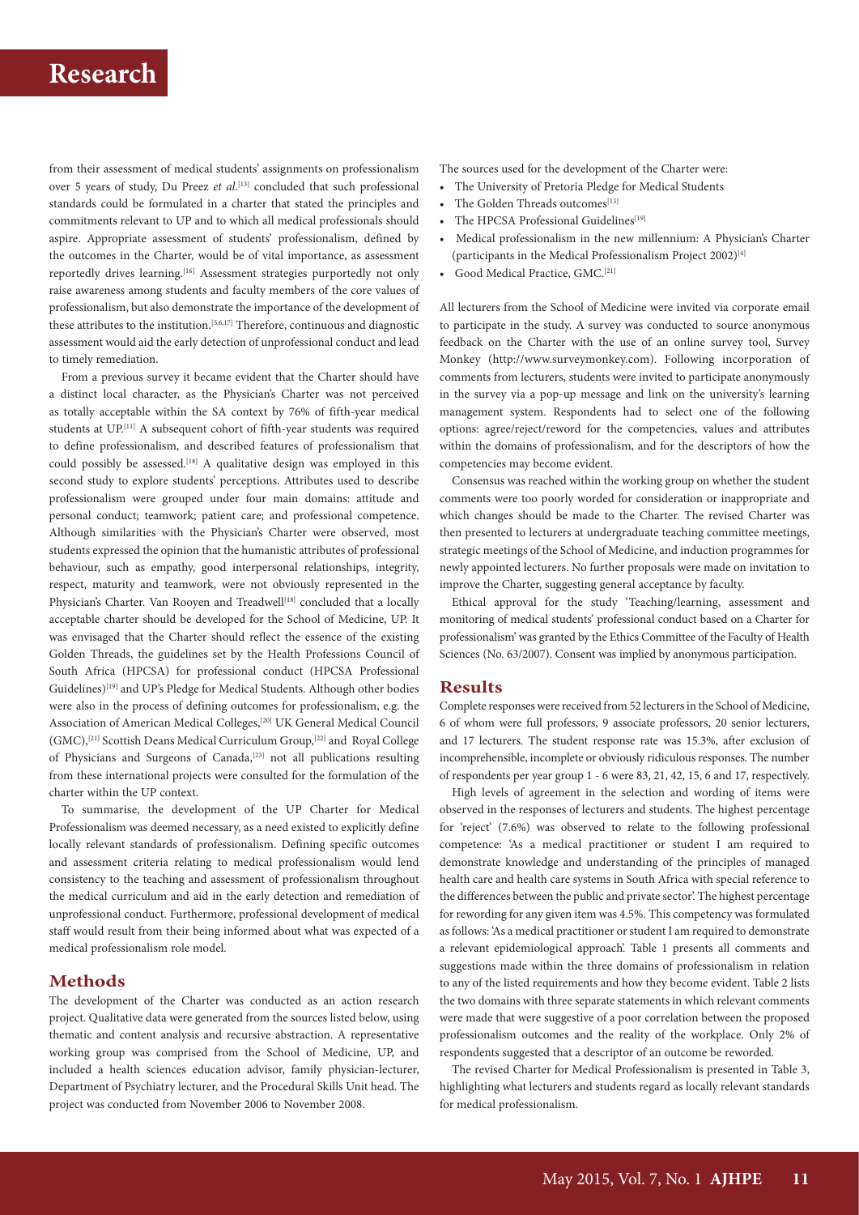from their assessment of medical students' assignments on professionalism over 5 years of study, Du Preez *et al*.[13] concluded that such professional standards could be formulated in a charter that stated the principles and commitments relevant to UP and to which all medical professionals should aspire. Appropriate assessment of students' professionalism, defined by the outcomes in the Charter, would be of vital importance, as assessment reportedly drives learning.[16] Assessment strategies purportedly not only raise awareness among students and faculty members of the core values of professionalism, but also demonstrate the importance of the development of these attributes to the institution.[5,6,17] Therefore, continuous and diagnostic assessment would aid the early detection of unprofessional conduct and lead to timely remediation.

From a previous survey it became evident that the Charter should have a distinct local character, as the Physician's Charter was not perceived as totally acceptable within the SA context by 76% of fifth-year medical students at UP.[11] A subsequent cohort of fifth-year students was required to define professionalism, and described features of professionalism that could possibly be assessed.[18] A qualitative design was employed in this second study to explore students' perceptions. Attributes used to describe professionalism were grouped under four main domains: attitude and personal conduct; teamwork; patient care; and professional competence. Although similarities with the Physician's Charter were observed, most students expressed the opinion that the humanistic attributes of professional behaviour, such as empathy, good interpersonal relationships, integrity, respect, maturity and teamwork, were not obviously represented in the Physician's Charter. Van Rooyen and Treadwell[18] concluded that a locally acceptable charter should be developed for the School of Medicine, UP. It was envisaged that the Charter should reflect the essence of the existing Golden Threads, the guidelines set by the Health Professions Council of South Africa (HPCSA) for professional conduct (HPCSA Professional Guidelines)[19] and UP's Pledge for Medical Students. Although other bodies were also in the process of defining outcomes for professionalism, e.g. the Association of American Medical Colleges,[20] UK General Medical Council (GMC),[21] Scottish Deans Medical Curriculum Group,[22] and Royal College of Physicians and Surgeons of Canada,[23] not all publications resulting from these international projects were consulted for the formulation of the charter within the UP context.

To summarise, the development of the UP Charter for Medical Professionalism was deemed necessary, as a need existed to explicitly define locally relevant standards of professionalism. Defining specific outcomes and assessment criteria relating to medical professionalism would lend consistency to the teaching and assessment of professionalism throughout the medical curriculum and aid in the early detection and remediation of unprofessional conduct. Furthermore, professional development of medical staff would result from their being informed about what was expected of a medical professionalism role model.

## Methods

The development of the Charter was conducted as an action research project. Qualitative data were generated from the sources listed below, using thematic and content analysis and recursive abstraction. A representative working group was comprised from the School of Medicine, UP, and included a health sciences education advisor, family physician-lecturer, Department of Psychiatry lecturer, and the Procedural Skills Unit head. The project was conducted from November 2006 to November 2008.

The sources used for the development of the Charter were:

- The University of Pretoria Pledge for Medical Students
- The Golden Threads outcomes[13]
- The HPCSA Professional Guidelines[19]
- Medical professionalism in the new millennium: A Physician's Charter (participants in the Medical Professionalism Project 2002)[4]
- Good Medical Practice, GMC.[21]

All lecturers from the School of Medicine were invited via corporate email to participate in the study. A survey was conducted to source anonymous feedback on the Charter with the use of an online survey tool, Survey Monkey (http://www.surveymonkey.com). Following incorporation of comments from lecturers, students were invited to participate anonymously in the survey via a pop-up message and link on the university's learning management system. Respondents had to select one of the following options: agree/reject/reword for the competencies, values and attributes within the domains of professionalism, and for the descriptors of how the competencies may become evident.

Consensus was reached within the working group on whether the student comments were too poorly worded for consideration or inappropriate and which changes should be made to the Charter. The revised Charter was then presented to lecturers at undergraduate teaching committee meetings, strategic meetings of the School of Medicine, and induction programmes for newly appointed lecturers. No further proposals were made on invitation to improve the Charter, suggesting general acceptance by faculty.

Ethical approval for the study 'Teaching/learning, assessment and monitoring of medical students' professional conduct based on a Charter for professionalism' was granted by the Ethics Committee of the Faculty of Health Sciences (No. 63/2007). Consent was implied by anonymous participation.

## Results

Complete responses were received from 52 lecturers in the School of Medicine, 6 of whom were full professors, 9 associate professors, 20 senior lecturers, and 17 lecturers. The student response rate was 15.3%, after exclusion of incomprehensible, incomplete or obviously ridiculous responses. The number of respondents per year group 1 - 6 were 83, 21, 42, 15, 6 and 17, respectively.

High levels of agreement in the selection and wording of items were observed in the responses of lecturers and students. The highest percentage for 'reject' (7.6%) was observed to relate to the following professional competence: 'As a medical practitioner or student I am required to demonstrate knowledge and understanding of the principles of managed health care and health care systems in South Africa with special reference to the differences between the public and private sector'. The highest percentage for rewording for any given item was 4.5%. This competency was formulated as follows: 'As a medical practitioner or student I am required to demonstrate a relevant epidemiological approach'. Table 1 presents all comments and suggestions made within the three domains of professionalism in relation to any of the listed requirements and how they become evident. Table 2 lists the two domains with three separate statements in which relevant comments were made that were suggestive of a poor correlation between the proposed professionalism outcomes and the reality of the workplace. Only 2% of respondents suggested that a descriptor of an outcome be reworded.

The revised Charter for Medical Professionalism is presented in Table 3, highlighting what lecturers and students regard as locally relevant standards for medical professionalism.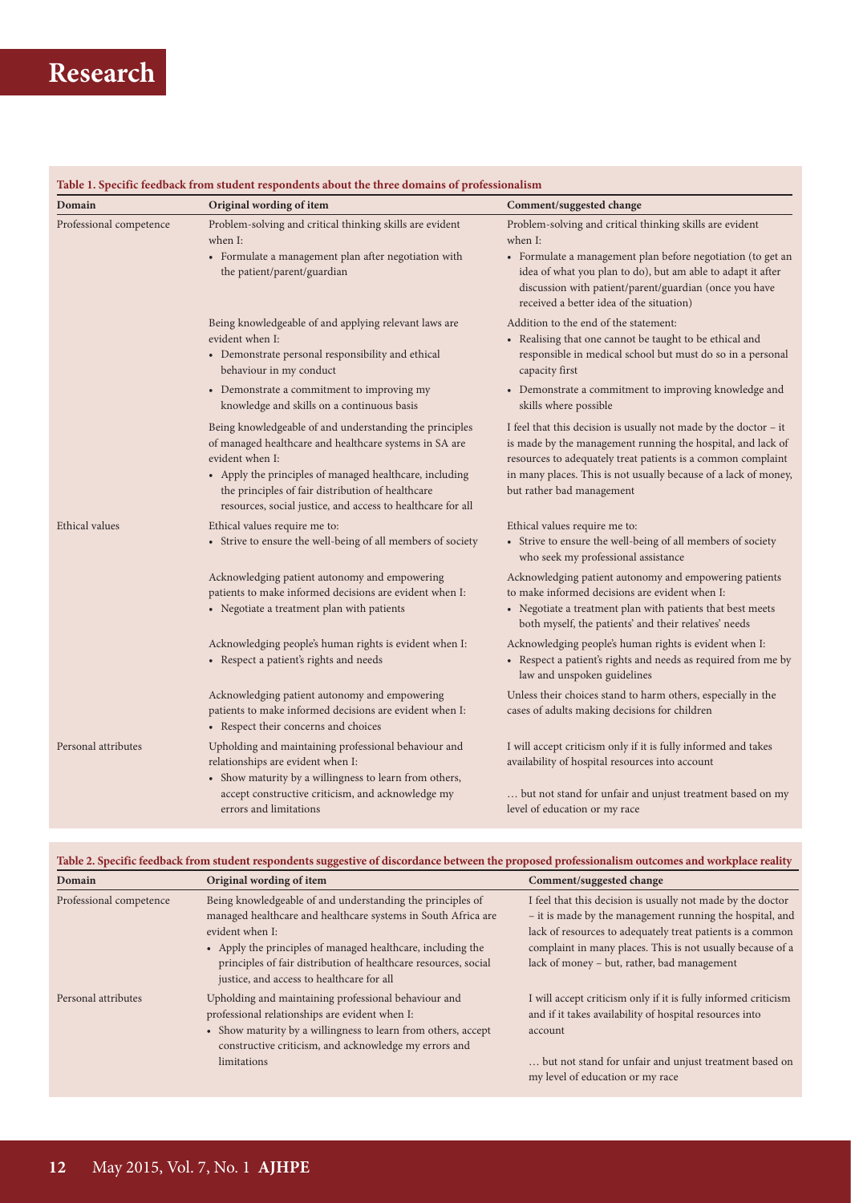**Table 1. Specific feedback from student respondents about the three domains of professionalism**

| Domain | Original wording of item | Comment/suggested change |
|---|---|---|
| Professional competence | Problem-solving and critical thinking skills are evident when I: <br>• Formulate a management plan after negotiation with the patient/parent/guardian | Problem-solving and critical thinking skills are evident when I: <br>• Formulate a management plan before negotiation (to get an idea of what you plan to do), but am able to adapt it after discussion with patient/parent/guardian (once you have received a better idea of the situation) |
| | Being knowledgeable of and applying relevant laws are evident when I: <br>• Demonstrate personal responsibility and ethical behaviour in my conduct | Addition to the end of the statement: <br>• Realising that one cannot be taught to be ethical and responsible in medical school but must do so in a personal capacity first |
| | • Demonstrate a commitment to improving my knowledge and skills on a continuous basis | • Demonstrate a commitment to improving knowledge and skills where possible |
| | Being knowledgeable of and understanding the principles of managed healthcare and healthcare systems in SA are evident when I: <br>• Apply the principles of managed healthcare, including the principles of fair distribution of healthcare resources, social justice, and access to healthcare for all | I feel that this decision is usually not made by the doctor – it is made by the management running the hospital, and lack of resources to adequately treat patients is a common complaint in many places. This is not usually because of a lack of money, but rather bad management |
| Ethical values | Ethical values require me to: <br>• Strive to ensure the well-being of all members of society | Ethical values require me to: <br>• Strive to ensure the well-being of all members of society who seek my professional assistance |
| | Acknowledging patient autonomy and empowering patients to make informed decisions are evident when I: <br>• Negotiate a treatment plan with patients | Acknowledging patient autonomy and empowering patients to make informed decisions are evident when I: <br>• Negotiate a treatment plan with patients that best meets both myself, the patients' and their relatives' needs |
| | Acknowledging people's human rights is evident when I: <br>• Respect a patient's rights and needs | Acknowledging people's human rights is evident when I: <br>• Respect a patient's rights and needs as required from me by law and unspoken guidelines |
| | Acknowledging patient autonomy and empowering patients to make informed decisions are evident when I: <br>• Respect their concerns and choices | Unless their choices stand to harm others, especially in the cases of adults making decisions for children |
| Personal attributes | Upholding and maintaining professional behaviour and relationships are evident when I: <br>• Show maturity by a willingness to learn from others, accept constructive criticism, and acknowledge my errors and limitations | I will accept criticism only if it is fully informed and takes availability of hospital resources into account <br><br>… but not stand for unfair and unjust treatment based on my level of education or my race |

**Table 2. Specific feedback from student respondents suggestive of discordance between the proposed professionalism outcomes and workplace reality**

| Domain | Original wording of item | Comment/suggested change |
|---|---|---|
| Professional competence | Being knowledgeable of and understanding the principles of managed healthcare and healthcare systems in South Africa are evident when I: <br>• Apply the principles of managed healthcare, including the principles of fair distribution of healthcare resources, social justice, and access to healthcare for all | I feel that this decision is usually not made by the doctor – it is made by the management running the hospital, and lack of resources to adequately treat patients is a common complaint in many places. This is not usually because of a lack of money – but, rather, bad management |
| Personal attributes | Upholding and maintaining professional behaviour and professional relationships are evident when I: <br>• Show maturity by a willingness to learn from others, accept constructive criticism, and acknowledge my errors and limitations | I will accept criticism only if it is fully informed criticism and if it takes availability of hospital resources into account <br><br>… but not stand for unfair and unjust treatment based on my level of education or my race |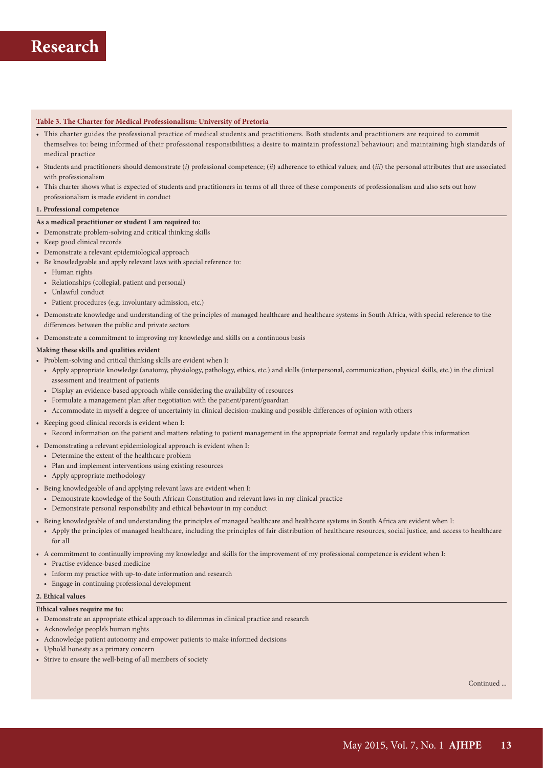**Table 3. The Charter for Medical Professionalism: University of Pretoria**

- This charter guides the professional practice of medical students and practitioners. Both students and practitioners are required to commit themselves to: being informed of their professional responsibilities; a desire to maintain professional behaviour; and maintaining high standards of medical practice
- Students and practitioners should demonstrate (*i*) professional competence; (*ii*) adherence to ethical values; and (*iii*) the personal attributes that are associated with professionalism
- This charter shows what is expected of students and practitioners in terms of all three of these components of professionalism and also sets out how professionalism is made evident in conduct

**1. Professional competence**

**As a medical practitioner or student I am required to:**

- Demonstrate problem-solving and critical thinking skills
- Keep good clinical records
- Demonstrate a relevant epidemiological approach
- Be knowledgeable and apply relevant laws with special reference to:
  - Human rights
  - Relationships (collegial, patient and personal)
  - Unlawful conduct
  - Patient procedures (e.g. involuntary admission, etc.)
- Demonstrate knowledge and understanding of the principles of managed healthcare and healthcare systems in South Africa, with special reference to the differences between the public and private sectors
- Demonstrate a commitment to improving my knowledge and skills on a continuous basis

**Making these skills and qualities evident**

- Problem-solving and critical thinking skills are evident when I:
  - Apply appropriate knowledge (anatomy, physiology, pathology, ethics, etc.) and skills (interpersonal, communication, physical skills, etc.) in the clinical assessment and treatment of patients
  - Display an evidence-based approach while considering the availability of resources
  - Formulate a management plan after negotiation with the patient/parent/guardian
  - Accommodate in myself a degree of uncertainty in clinical decision-making and possible differences of opinion with others
- Keeping good clinical records is evident when I:
  - Record information on the patient and matters relating to patient management in the appropriate format and regularly update this information
- Demonstrating a relevant epidemiological approach is evident when I:
  - Determine the extent of the healthcare problem
  - Plan and implement interventions using existing resources
  - Apply appropriate methodology
- Being knowledgeable of and applying relevant laws are evident when I:
  - Demonstrate knowledge of the South African Constitution and relevant laws in my clinical practice
  - Demonstrate personal responsibility and ethical behaviour in my conduct
- Being knowledgeable of and understanding the principles of managed healthcare and healthcare systems in South Africa are evident when I:
  - Apply the principles of managed healthcare, including the principles of fair distribution of healthcare resources, social justice, and access to healthcare for all
- A commitment to continually improving my knowledge and skills for the improvement of my professional competence is evident when I:
  - Practise evidence-based medicine
  - Inform my practice with up-to-date information and research
  - Engage in continuing professional development

**2. Ethical values**

**Ethical values require me to:**

- Demonstrate an appropriate ethical approach to dilemmas in clinical practice and research
- Acknowledge people's human rights
- Acknowledge patient autonomy and empower patients to make informed decisions
- Uphold honesty as a primary concern
- Strive to ensure the well-being of all members of society

Continued ...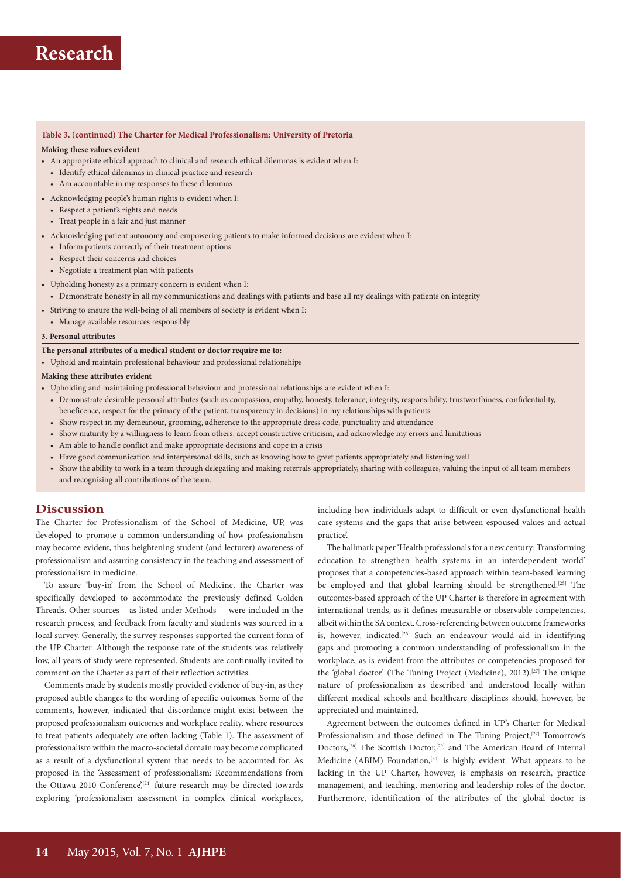**Table 3. (continued) The Charter for Medical Professionalism: University of Pretoria**

**Making these values evident**

- An appropriate ethical approach to clinical and research ethical dilemmas is evident when I:
  - Identify ethical dilemmas in clinical practice and research
  - Am accountable in my responses to these dilemmas
- Acknowledging people's human rights is evident when I:
  - Respect a patient's rights and needs
  - Treat people in a fair and just manner
- Acknowledging patient autonomy and empowering patients to make informed decisions are evident when I:
  - Inform patients correctly of their treatment options
  - Respect their concerns and choices
  - Negotiate a treatment plan with patients
- Upholding honesty as a primary concern is evident when I:
  - Demonstrate honesty in all my communications and dealings with patients and base all my dealings with patients on integrity
- Striving to ensure the well-being of all members of society is evident when I:
  - Manage available resources responsibly

**3. Personal attributes**

**The personal attributes of a medical student or doctor require me to:**

- Uphold and maintain professional behaviour and professional relationships

**Making these attributes evident**

- Upholding and maintaining professional behaviour and professional relationships are evident when I:
  - Demonstrate desirable personal attributes (such as compassion, empathy, honesty, tolerance, integrity, responsibility, trustworthiness, confidentiality, beneficence, respect for the primacy of the patient, transparency in decisions) in my relationships with patients
  - Show respect in my demeanour, grooming, adherence to the appropriate dress code, punctuality and attendance
  - Show maturity by a willingness to learn from others, accept constructive criticism, and acknowledge my errors and limitations
  - Am able to handle conflict and make appropriate decisions and cope in a crisis
  - Have good communication and interpersonal skills, such as knowing how to greet patients appropriately and listening well
  - Show the ability to work in a team through delegating and making referrals appropriately, sharing with colleagues, valuing the input of all team members and recognising all contributions of the team.

## Discussion

The Charter for Professionalism of the School of Medicine, UP, was developed to promote a common understanding of how professionalism may become evident, thus heightening student (and lecturer) awareness of professionalism and assuring consistency in the teaching and assessment of professionalism in medicine.

To assure 'buy-in' from the School of Medicine, the Charter was specifically developed to accommodate the previously defined Golden Threads. Other sources – as listed under Methods – were included in the research process, and feedback from faculty and students was sourced in a local survey. Generally, the survey responses supported the current form of the UP Charter. Although the response rate of the students was relatively low, all years of study were represented. Students are continually invited to comment on the Charter as part of their reflection activities.

Comments made by students mostly provided evidence of buy-in, as they proposed subtle changes to the wording of specific outcomes. Some of the comments, however, indicated that discordance might exist between the proposed professionalism outcomes and workplace reality, where resources to treat patients adequately are often lacking (Table 1). The assessment of professionalism within the macro-societal domain may become complicated as a result of a dysfunctional system that needs to be accounted for. As proposed in the 'Assessment of professionalism: Recommendations from the Ottawa 2010 Conference',[24] future research may be directed towards exploring 'professionalism assessment in complex clinical workplaces, including how individuals adapt to difficult or even dysfunctional health care systems and the gaps that arise between espoused values and actual practice'.

The hallmark paper 'Health professionals for a new century: Transforming education to strengthen health systems in an interdependent world' proposes that a competencies-based approach within team-based learning be employed and that global learning should be strengthened.[25] The outcomes-based approach of the UP Charter is therefore in agreement with international trends, as it defines measurable or observable competencies, albeit within the SA context. Cross-referencing between outcome frameworks is, however, indicated.[26] Such an endeavour would aid in identifying gaps and promoting a common understanding of professionalism in the workplace, as is evident from the attributes or competencies proposed for the 'global doctor' (The Tuning Project (Medicine), 2012).[27] The unique nature of professionalism as described and understood locally within different medical schools and healthcare disciplines should, however, be appreciated and maintained.

Agreement between the outcomes defined in UP's Charter for Medical Professionalism and those defined in The Tuning Project,[27] Tomorrow's Doctors,[28] The Scottish Doctor,[29] and The American Board of Internal Medicine (ABIM) Foundation,[30] is highly evident. What appears to be lacking in the UP Charter, however, is emphasis on research, practice management, and teaching, mentoring and leadership roles of the doctor. Furthermore, identification of the attributes of the global doctor is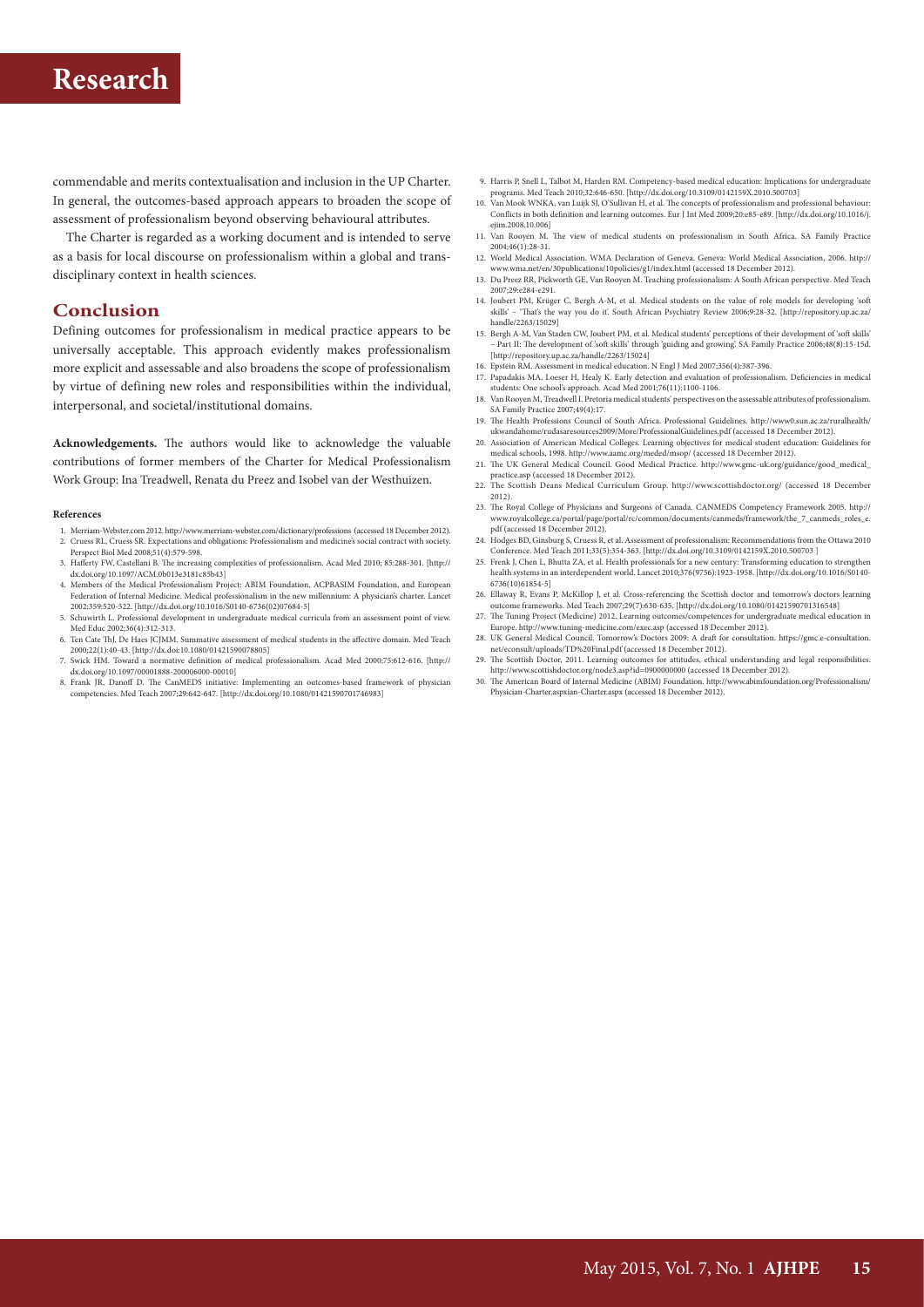commendable and merits contextualisation and inclusion in the UP Charter. In general, the outcomes-based approach appears to broaden the scope of assessment of professionalism beyond observing behavioural attributes.

The Charter is regarded as a working document and is intended to serve as a basis for local discourse on professionalism within a global and trans-disciplinary context in health sciences.

## Conclusion

Defining outcomes for professionalism in medical practice appears to be universally acceptable. This approach evidently makes professionalism more explicit and assessable and also broadens the scope of professionalism by virtue of defining new roles and responsibilities within the individual, interpersonal, and societal/institutional domains.

**Acknowledgements.** The authors would like to acknowledge the valuable contributions of former members of the Charter for Medical Professionalism Work Group: Ina Treadwell, Renata du Preez and Isobel van der Westhuizen.

#### References

1. Merriam-Webster.com 2012. http://www.merriam-webster.com/dictionary/professions (accessed 18 December 2012).
2. Cruess RL, Cruess SR. Expectations and obligations: Professionalism and medicine's social contract with society. Perspect Biol Med 2008;51(4):579-598.
3. Hafferty FW, Castellani B. The increasing complexities of professionalism. Acad Med 2010; 85:288-301. [http://dx.doi.org/10.1097/ACM.0b013e3181c85b43]
4. Members of the Medical Professionalism Project: ABIM Foundation, ACPBASIM Foundation, and European Federation of Internal Medicine. Medical professionalism in the new millennium: A physician's charter. Lancet 2002;359:520-522. [http://dx.doi.org/10.1016/S0140-6736(02)07684-5]
5. Schuwirth L. Professional development in undergraduate medical curricula from an assessment point of view. Med Educ 2002;36(4):312-313.
6. Ten Cate ThJ, De Haes JCJMM. Summative assessment of medical students in the affective domain. Med Teach 2000;22(1):40-43. [http://dx.doi:10.1080/01421590078805]
7. Swick HM. Toward a normative definition of medical professionalism. Acad Med 2000;75:612-616. [http://dx.doi.org/10.1097/00001888-200006000-00010]
8. Frank JR, Danoff D. The CanMEDS initiative: Implementing an outcomes-based framework of physician competencies. Med Teach 2007;29:642-647. [http://dx.doi.org/10.1080/01421590701746983]
9. Harris P, Snell L, Talbot M, Harden RM. Competency-based medical education: Implications for undergraduate programs. Med Teach 2010;32:646-650. [http://dx.doi.org/10.3109/0142159X.2010.500703]
10. Van Mook WNKA, van Luijk SJ, O'Sullivan H, et al. The concepts of professionalism and professional behaviour: Conflicts in both definition and learning outcomes. Eur J Int Med 2009;20:e85-e89. [http://dx.doi.org/10.1016/j.ejim.2008.10.006]
11. Van Rooyen M. The view of medical students on professionalism in South Africa. SA Family Practice 2004;46(1):28-31.
12. World Medical Association. WMA Declaration of Geneva. Geneva: World Medical Association, 2006. http://www.wma.net/en/30publications/10policies/g1/index.html (accessed 18 December 2012).
13. Du Preez RR, Pickworth GE, Van Rooyen M. Teaching professionalism: A South African perspective. Med Teach 2007;29:e284-e291.
14. Joubert PM, Krüger C, Bergh A-M, et al. Medical students on the value of role models for developing 'soft skills' – 'That's the way you do it'. South African Psychiatry Review 2006;9:28-32. [http://repository.up.ac.za/handle/2263/15029]
15. Bergh A-M, Van Staden CW, Joubert PM, et al. Medical students' perceptions of their development of 'soft skills' – Part II: The development of 'soft skills' through 'guiding and growing'. SA Family Practice 2006;48(8):15-15d. [http://repository.up.ac.za/handle/2263/15024]
16. Epstein RM. Assessment in medical education. N Engl J Med 2007;356(4):387-396.
17. Papadakis MA, Loeser H, Healy K. Early detection and evaluation of professionalism. Deficiencies in medical students: One school's approach. Acad Med 2001;76(11):1100-1106.
18. Van Rooyen M, Treadwell I. Pretoria medical students' perspectives on the assessable attributes of professionalism. SA Family Practice 2007;49(4):17.
19. The Health Professions Council of South Africa. Professional Guidelines. http://www0.sun.ac.za/ruralhealth/ukwandahome/rudasaresources2009/More/ProfessionalGuidelines.pdf (accessed 18 December 2012).
20. Association of American Medical Colleges. Learning objectives for medical student education: Guidelines for medical schools, 1998. http://www.aamc.org/meded/msop/ (accessed 18 December 2012).
21. The UK General Medical Council. Good Medical Practice. http://www.gmc-uk.org/guidance/good_medical_practice.asp (accessed 18 December 2012).
22. The Scottish Deans Medical Curriculum Group. http://www.scottishdoctor.org/ (accessed 18 December 2012).
23. The Royal College of Physicians and Surgeons of Canada. CANMEDS Competency Framework 2005. http://www.royalcollege.ca/portal/page/portal/rc/common/documents/canmeds/framework/the_7_canmeds_roles_e.pdf (accessed 18 December 2012).
24. Hodges BD, Ginsburg S, Cruess R, et al. Assessment of professionalism: Recommendations from the Ottawa 2010 Conference. Med Teach 2011;33(5):354-363. [http://dx.doi.org/10.3109/0142159X.2010.500703 ]
25. Frenk J, Chen L, Bhutta ZA, et al. Health professionals for a new century: Transforming education to strengthen health systems in an interdependent world. Lancet 2010;376(9756):1923-1958. [http://dx.doi.org/10.1016/S0140-6736(10)61854-5]
26. Ellaway R, Evans P, McKillop J, et al. Cross-referencing the Scottish doctor and tomorrow's doctors learning outcome frameworks. Med Teach 2007;29(7):630-635. [http://dx.doi.org/10.1080/01421590701316548]
27. The Tuning Project (Medicine) 2012. Learning outcomes/competences for undergraduate medical education in Europe. http://www.tuning-medicine.com/exec.asp (accessed 18 December 2012).
28. UK General Medical Council. Tomorrow's Doctors 2009: A draft for consultation. https://gmc.e-consultation.net/econsult/uploads/TD%20Final.pdf (accessed 18 December 2012).
29. The Scottish Doctor, 2011. Learning outcomes for attitudes, ethical understanding and legal responsibilities. http://www.scottishdoctor.org/node3.asp?id=0900000000 (accessed 18 December 2012).
30. The American Board of Internal Medicine (ABIM) Foundation. http://www.abimfoundation.org/Professionalism/Physician-Charter.aspxian-Charter.aspx (accessed 18 December 2012).